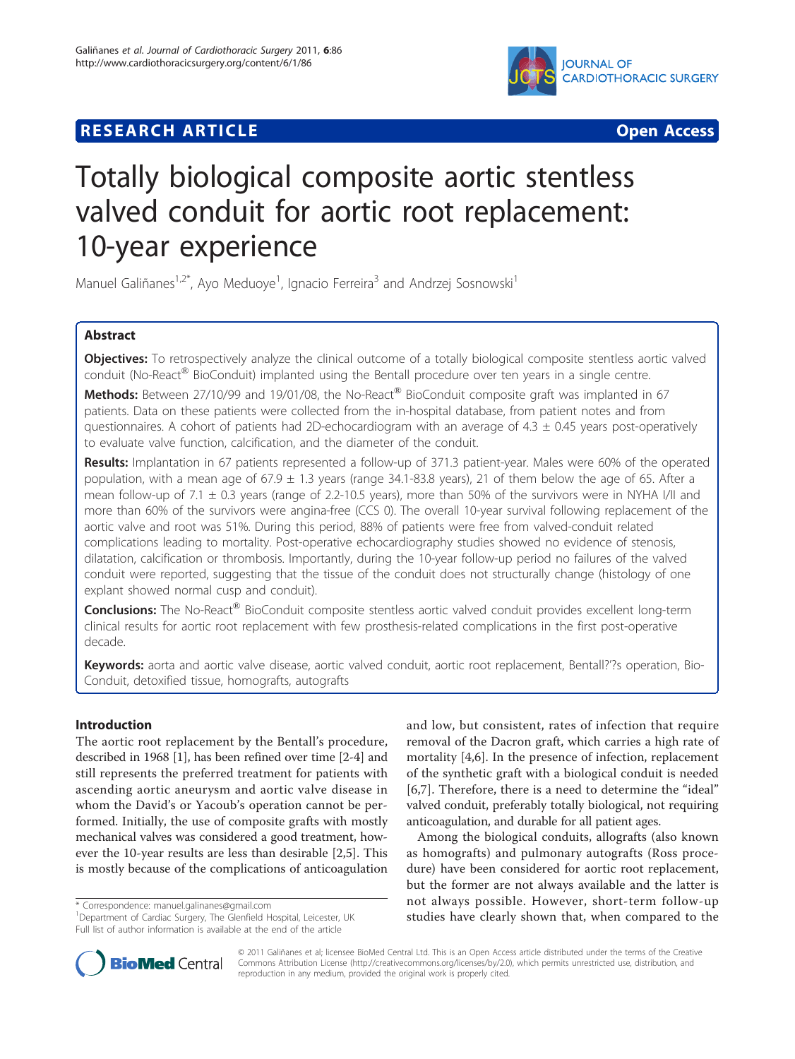RESEARCH ARTICLE Open Access

# Totally biological composite aortic stentless valved conduit for aortic root replacement: 10-year experience

Manuel Galiñanes[1,2*], Ayo Meduoye[1], Ignacio Ferreira[3] and Andrzej Sosnowski[1]

## Abstract

**Objectives:** To retrospectively analyze the clinical outcome of a totally biological composite stentless aortic valved conduit (No-React® BioConduit) implanted using the Bentall procedure over ten years in a single centre.

**Methods:** Between 27/10/99 and 19/01/08, the No-React® BioConduit composite graft was implanted in 67 patients. Data on these patients were collected from the in-hospital database, from patient notes and from questionnaires. A cohort of patients had 2D-echocardiogram with an average of 4.3 ± 0.45 years post-operatively to evaluate valve function, calcification, and the diameter of the conduit.

**Results:** Implantation in 67 patients represented a follow-up of 371.3 patient-year. Males were 60% of the operated population, with a mean age of 67.9 ± 1.3 years (range 34.1-83.8 years), 21 of them below the age of 65. After a mean follow-up of 7.1 ± 0.3 years (range of 2.2-10.5 years), more than 50% of the survivors were in NYHA I/II and more than 60% of the survivors were angina-free (CCS 0). The overall 10-year survival following replacement of the aortic valve and root was 51%. During this period, 88% of patients were free from valved-conduit related complications leading to mortality. Post-operative echocardiography studies showed no evidence of stenosis, dilatation, calcification or thrombosis. Importantly, during the 10-year follow-up period no failures of the valved conduit were reported, suggesting that the tissue of the conduit does not structurally change (histology of one explant showed normal cusp and conduit).

**Conclusions:** The No-React® BioConduit composite stentless aortic valved conduit provides excellent long-term clinical results for aortic root replacement with few prosthesis-related complications in the first post-operative decade.

**Keywords:** aorta and aortic valve disease, aortic valved conduit, aortic root replacement, Bentall?'?s operation, Bio-Conduit, detoxified tissue, homografts, autografts

## Introduction

The aortic root replacement by the Bentall's procedure, described in 1968 [1], has been refined over time [2-4] and still represents the preferred treatment for patients with ascending aortic aneurysm and aortic valve disease in whom the David's or Yacoub's operation cannot be performed. Initially, the use of composite grafts with mostly mechanical valves was considered a good treatment, however the 10-year results are less than desirable [2,5]. This is mostly because of the complications of anticoagulation and low, but consistent, rates of infection that require removal of the Dacron graft, which carries a high rate of mortality [4,6]. In the presence of infection, replacement of the synthetic graft with a biological conduit is needed [6,7]. Therefore, there is a need to determine the "ideal" valved conduit, preferably totally biological, not requiring anticoagulation, and durable for all patient ages.

Among the biological conduits, allografts (also known as homografts) and pulmonary autografts (Ross procedure) have been considered for aortic root replacement, but the former are not always available and the latter is not always possible. However, short-term follow-up studies have clearly shown that, when compared to the

\* Correspondence: manuel.galinanes@gmail.com
[1]Department of Cardiac Surgery, The Glenfield Hospital, Leicester, UK
Full list of author information is available at the end of the article

© 2011 Galiñanes et al; licensee BioMed Central Ltd. This is an Open Access article distributed under the terms of the Creative Commons Attribution License (http://creativecommons.org/licenses/by/2.0), which permits unrestricted use, distribution, and reproduction in any medium, provided the original work is properly cited.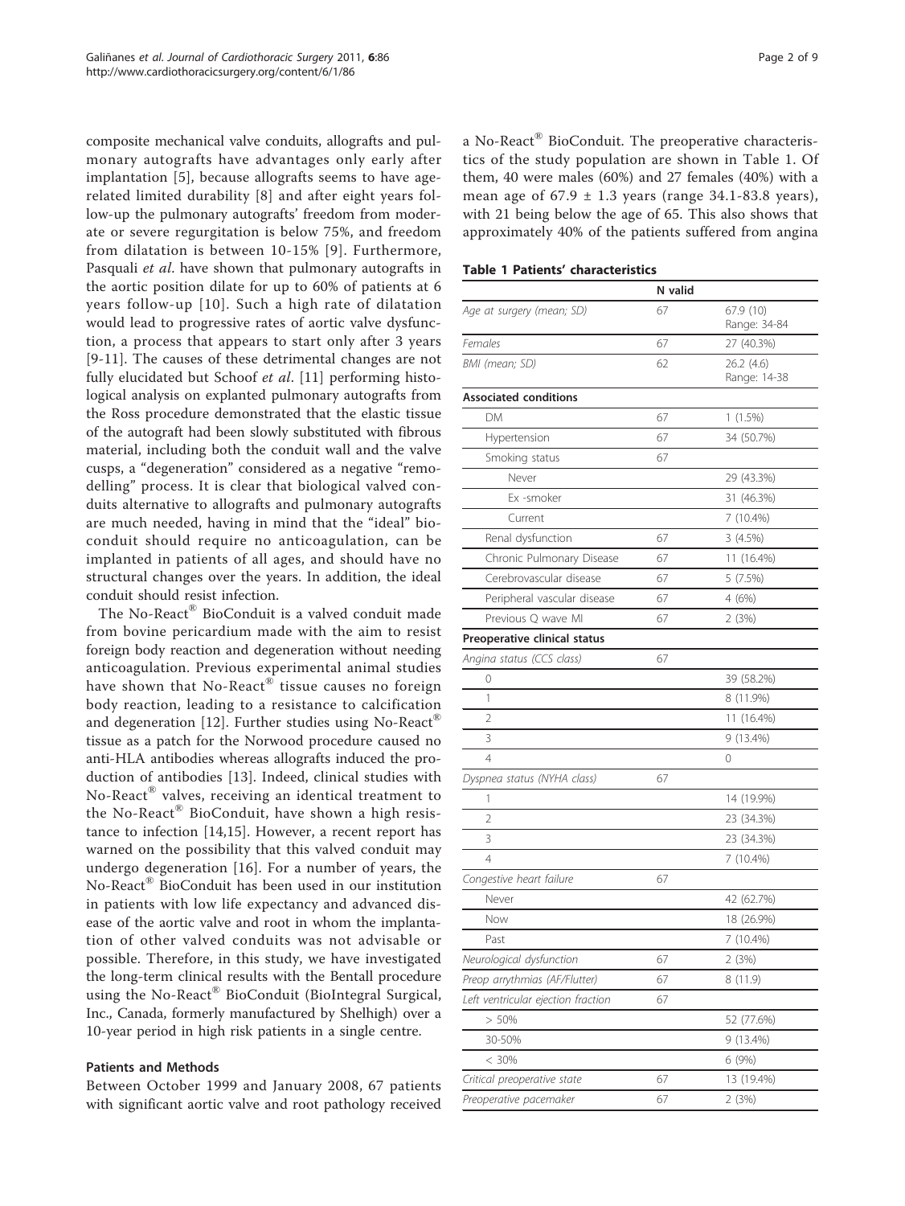composite mechanical valve conduits, allografts and pulmonary autografts have advantages only early after implantation [5], because allografts seems to have age-related limited durability [8] and after eight years follow-up the pulmonary autografts' freedom from moderate or severe regurgitation is below 75%, and freedom from dilatation is between 10-15% [9]. Furthermore, Pasquali *et al*. have shown that pulmonary autografts in the aortic position dilate for up to 60% of patients at 6 years follow-up [10]. Such a high rate of dilatation would lead to progressive rates of aortic valve dysfunction, a process that appears to start only after 3 years [9-11]. The causes of these detrimental changes are not fully elucidated but Schoof *et al*. [11] performing histological analysis on explanted pulmonary autografts from the Ross procedure demonstrated that the elastic tissue of the autograft had been slowly substituted with fibrous material, including both the conduit wall and the valve cusps, a "degeneration" considered as a negative "remodelling" process. It is clear that biological valved conduits alternative to allografts and pulmonary autografts are much needed, having in mind that the "ideal" bioconduit should require no anticoagulation, can be implanted in patients of all ages, and should have no structural changes over the years. In addition, the ideal conduit should resist infection.

The No-React® BioConduit is a valved conduit made from bovine pericardium made with the aim to resist foreign body reaction and degeneration without needing anticoagulation. Previous experimental animal studies have shown that No-React® tissue causes no foreign body reaction, leading to a resistance to calcification and degeneration [12]. Further studies using No-React® tissue as a patch for the Norwood procedure caused no anti-HLA antibodies whereas allografts induced the production of antibodies [13]. Indeed, clinical studies with No-React® valves, receiving an identical treatment to the No-React® BioConduit, have shown a high resistance to infection [14,15]. However, a recent report has warned on the possibility that this valved conduit may undergo degeneration [16]. For a number of years, the No-React® BioConduit has been used in our institution in patients with low life expectancy and advanced disease of the aortic valve and root in whom the implantation of other valved conduits was not advisable or possible. Therefore, in this study, we have investigated the long-term clinical results with the Bentall procedure using the No-React® BioConduit (BioIntegral Surgical, Inc., Canada, formerly manufactured by Shelhigh) over a 10-year period in high risk patients in a single centre.

## Patients and Methods

Between October 1999 and January 2008, 67 patients with significant aortic valve and root pathology received a No-React® BioConduit. The preoperative characteristics of the study population are shown in Table 1. Of them, 40 were males (60%) and 27 females (40%) with a mean age of 67.9 ± 1.3 years (range 34.1-83.8 years), with 21 being below the age of 65. This also shows that approximately 40% of the patients suffered from angina

**Table 1 Patients' characteristics**

| | N valid | |
|---|---|---|
| *Age at surgery (mean; SD)* | 67 | 67.9 (10) Range: 34-84 |
| *Females* | 67 | 27 (40.3%) |
| *BMI (mean; SD)* | 62 | 26.2 (4.6) Range: 14-38 |
| **Associated conditions** | | |
| DM | 67 | 1 (1.5%) |
| Hypertension | 67 | 34 (50.7%) |
| Smoking status | 67 | |
| Never | | 29 (43.3%) |
| Ex -smoker | | 31 (46.3%) |
| Current | | 7 (10.4%) |
| Renal dysfunction | 67 | 3 (4.5%) |
| Chronic Pulmonary Disease | 67 | 11 (16.4%) |
| Cerebrovascular disease | 67 | 5 (7.5%) |
| Peripheral vascular disease | 67 | 4 (6%) |
| Previous Q wave MI | 67 | 2 (3%) |
| **Preoperative clinical status** | | |
| *Angina status (CCS class)* | 67 | |
| 0 | | 39 (58.2%) |
| 1 | | 8 (11.9%) |
| 2 | | 11 (16.4%) |
| 3 | | 9 (13.4%) |
| 4 | | 0 |
| *Dyspnea status (NYHA class)* | 67 | |
| 1 | | 14 (19.9%) |
| 2 | | 23 (34.3%) |
| 3 | | 23 (34.3%) |
| 4 | | 7 (10.4%) |
| *Congestive heart failure* | 67 | |
| Never | | 42 (62.7%) |
| Now | | 18 (26.9%) |
| Past | | 7 (10.4%) |
| *Neurological dysfunction* | 67 | 2 (3%) |
| *Preop arrythmias (AF/Flutter)* | 67 | 8 (11.9) |
| *Left ventricular ejection fraction* | 67 | |
| > 50% | | 52 (77.6%) |
| 30-50% | | 9 (13.4%) |
| < 30% | | 6 (9%) |
| *Critical preoperative state* | 67 | 13 (19.4%) |
| *Preoperative pacemaker* | 67 | 2 (3%) |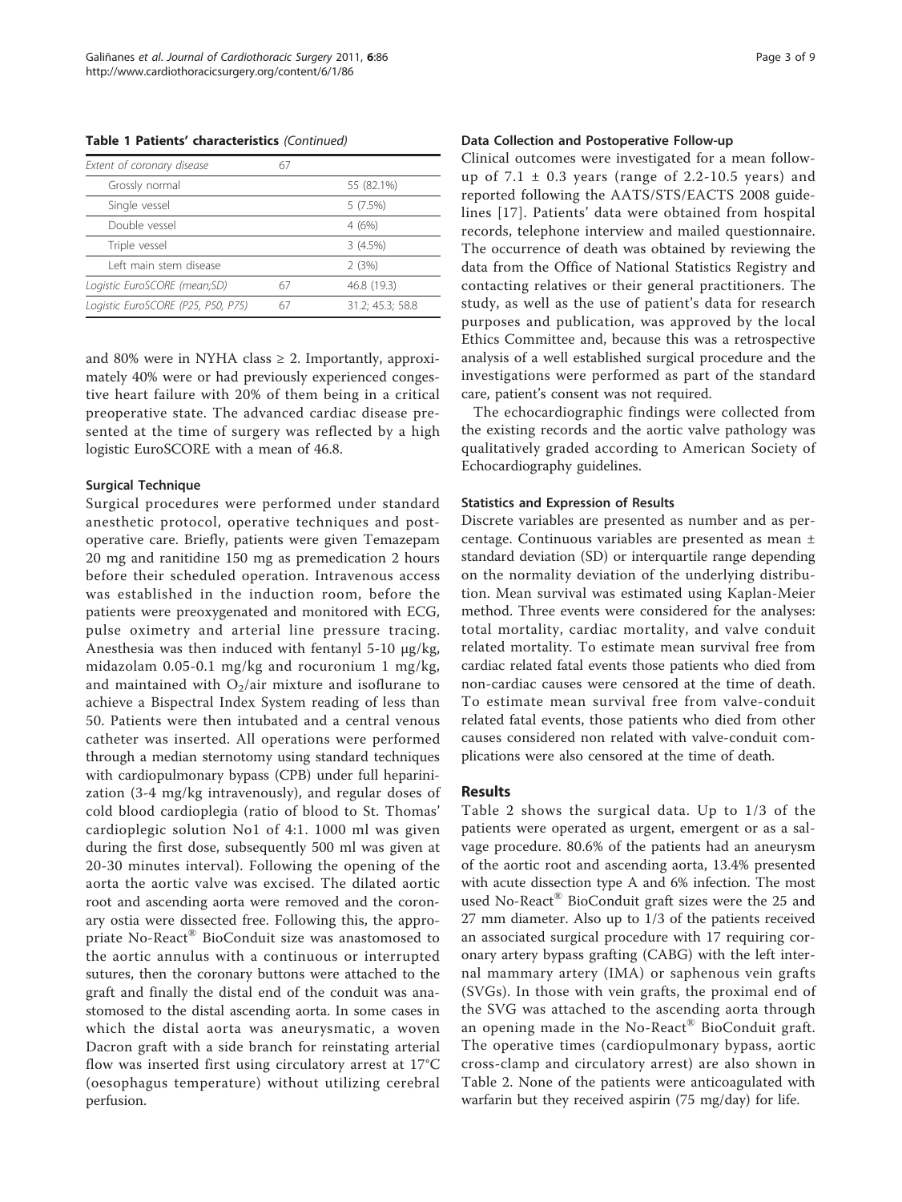**Table 1 Patients' characteristics** *(Continued)*

| | | |
|---|---|---|
| *Extent of coronary disease* | 67 | |
| Grossly normal | | 55 (82.1%) |
| Single vessel | | 5 (7.5%) |
| Double vessel | | 4 (6%) |
| Triple vessel | | 3 (4.5%) |
| Left main stem disease | | 2 (3%) |
| *Logistic EuroSCORE (mean;SD)* | 67 | 46.8 (19.3) |
| *Logistic EuroSCORE (P25, P50, P75)* | 67 | 31.2; 45.3; 58.8 |

and 80% were in NYHA class ≥ 2. Importantly, approximately 40% were or had previously experienced congestive heart failure with 20% of them being in a critical preoperative state. The advanced cardiac disease presented at the time of surgery was reflected by a high logistic EuroSCORE with a mean of 46.8.

### Surgical Technique

Surgical procedures were performed under standard anesthetic protocol, operative techniques and postoperative care. Briefly, patients were given Temazepam 20 mg and ranitidine 150 mg as premedication 2 hours before their scheduled operation. Intravenous access was established in the induction room, before the patients were preoxygenated and monitored with ECG, pulse oximetry and arterial line pressure tracing. Anesthesia was then induced with fentanyl 5-10 μg/kg, midazolam 0.05-0.1 mg/kg and rocuronium 1 mg/kg, and maintained with $O_2$/air mixture and isoflurane to achieve a Bispectral Index System reading of less than 50. Patients were then intubated and a central venous catheter was inserted. All operations were performed through a median sternotomy using standard techniques with cardiopulmonary bypass (CPB) under full heparinization (3-4 mg/kg intravenously), and regular doses of cold blood cardioplegia (ratio of blood to St. Thomas' cardioplegic solution No1 of 4:1. 1000 ml was given during the first dose, subsequently 500 ml was given at 20-30 minutes interval). Following the opening of the aorta the aortic valve was excised. The dilated aortic root and ascending aorta were removed and the coronary ostia were dissected free. Following this, the appropriate No-React® BioConduit size was anastomosed to the aortic annulus with a continuous or interrupted sutures, then the coronary buttons were attached to the graft and finally the distal end of the conduit was anastomosed to the distal ascending aorta. In some cases in which the distal aorta was aneurysmatic, a woven Dacron graft with a side branch for reinstating arterial flow was inserted first using circulatory arrest at 17°C (oesophagus temperature) without utilizing cerebral perfusion.

### Data Collection and Postoperative Follow-up

Clinical outcomes were investigated for a mean follow-up of 7.1 ± 0.3 years (range of 2.2-10.5 years) and reported following the AATS/STS/EACTS 2008 guidelines [17]. Patients' data were obtained from hospital records, telephone interview and mailed questionnaire. The occurrence of death was obtained by reviewing the data from the Office of National Statistics Registry and contacting relatives or their general practitioners. The study, as well as the use of patient's data for research purposes and publication, was approved by the local Ethics Committee and, because this was a retrospective analysis of a well established surgical procedure and the investigations were performed as part of the standard care, patient's consent was not required.

The echocardiographic findings were collected from the existing records and the aortic valve pathology was qualitatively graded according to American Society of Echocardiography guidelines.

### Statistics and Expression of Results

Discrete variables are presented as number and as percentage. Continuous variables are presented as mean ± standard deviation (SD) or interquartile range depending on the normality deviation of the underlying distribution. Mean survival was estimated using Kaplan-Meier method. Three events were considered for the analyses: total mortality, cardiac mortality, and valve conduit related mortality. To estimate mean survival free from cardiac related fatal events those patients who died from non-cardiac causes were censored at the time of death. To estimate mean survival free from valve-conduit related fatal events, those patients who died from other causes considered non related with valve-conduit complications were also censored at the time of death.

## Results

Table 2 shows the surgical data. Up to 1/3 of the patients were operated as urgent, emergent or as a salvage procedure. 80.6% of the patients had an aneurysm of the aortic root and ascending aorta, 13.4% presented with acute dissection type A and 6% infection. The most used No-React® BioConduit graft sizes were the 25 and 27 mm diameter. Also up to 1/3 of the patients received an associated surgical procedure with 17 requiring coronary artery bypass grafting (CABG) with the left internal mammary artery (IMA) or saphenous vein grafts (SVGs). In those with vein grafts, the proximal end of the SVG was attached to the ascending aorta through an opening made in the No-React® BioConduit graft. The operative times (cardiopulmonary bypass, aortic cross-clamp and circulatory arrest) are also shown in Table 2. None of the patients were anticoagulated with warfarin but they received aspirin (75 mg/day) for life.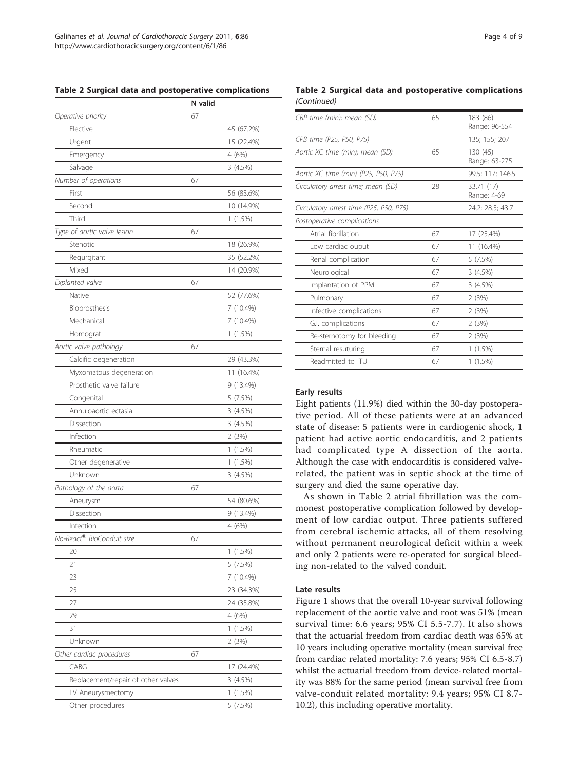**Table 2 Surgical data and postoperative complications**

| | N valid | |
|---|---|---|
| *Operative priority* | 67 | |
| Elective | | 45 (67.2%) |
| Urgent | | 15 (22.4%) |
| Emergency | | 4 (6%) |
| Salvage | | 3 (4.5%) |
| *Number of operations* | 67 | |
| First | | 56 (83.6%) |
| Second | | 10 (14.9%) |
| Third | | 1 (1.5%) |
| *Type of aortic valve lesion* | 67 | |
| Stenotic | | 18 (26.9%) |
| Regurgitant | | 35 (52.2%) |
| Mixed | | 14 (20.9%) |
| *Explanted valve* | 67 | |
| Native | | 52 (77.6%) |
| Bioprosthesis | | 7 (10.4%) |
| Mechanical | | 7 (10.4%) |
| Homograf | | 1 (1.5%) |
| *Aortic valve pathology* | 67 | |
| Calcific degeneration | | 29 (43.3%) |
| Myxomatous degeneration | | 11 (16.4%) |
| Prosthetic valve failure | | 9 (13.4%) |
| Congenital | | 5 (7.5%) |
| Annuloaortic ectasia | | 3 (4.5%) |
| Dissection | | 3 (4.5%) |
| Infection | | 2 (3%) |
| Rheumatic | | 1 (1.5%) |
| Other degenerative | | 1 (1.5%) |
| Unknown | | 3 (4.5%) |
| *Pathology of the aorta* | 67 | |
| Aneurysm | | 54 (80.6%) |
| Dissection | | 9 (13.4%) |
| Infection | | 4 (6%) |
| *No-React® BioConduit size* | 67 | |
| 20 | | 1 (1.5%) |
| 21 | | 5 (7.5%) |
| 23 | | 7 (10.4%) |
| 25 | | 23 (34.3%) |
| 27 | | 24 (35.8%) |
| 29 | | 4 (6%) |
| 31 | | 1 (1.5%) |
| Unknown | | 2 (3%) |
| *Other cardiac procedures* | 67 | |
| CABG | | 17 (24.4%) |
| Replacement/repair of other valves | | 3 (4.5%) |
| LV Aneurysmectomy | | 1 (1.5%) |
| Other procedures | | 5 (7.5%) |
| *CBP time (min); mean (SD)* | 65 | 183 (86) Range: 96-554 |
| *CPB time (P25, P50, P75)* | | 135; 155; 207 |
| *Aortic XC time (min); mean (SD)* | 65 | 130 (45) Range: 63-275 |
| *Aortic XC time (min) (P25, P50, P75)* | | 99.5; 117; 146.5 |
| *Circulatory arrest time; mean (SD)* | 28 | 33.71 (17) Range: 4-69 |
| *Circulatory arrest time (P25, P50, P75)* | | 24.2; 28.5; 43.7 |
| *Postoperative complications* | | |
| Atrial fibrillation | 67 | 17 (25.4%) |
| Low cardiac ouput | 67 | 11 (16.4%) |
| Renal complication | 67 | 5 (7.5%) |
| Neurological | 67 | 3 (4.5%) |
| Implantation of PPM | 67 | 3 (4.5%) |
| Pulmonary | 67 | 2 (3%) |
| Infective complications | 67 | 2 (3%) |
| G.I. complications | 67 | 2 (3%) |
| Re-sternotomy for bleeding | 67 | 2 (3%) |
| Sternal resuturing | 67 | 1 (1.5%) |
| Readmitted to ITU | 67 | 1 (1.5%) |

### Early results

Eight patients (11.9%) died within the 30-day postoperative period. All of these patients were at an advanced state of disease: 5 patients were in cardiogenic shock, 1 patient had active aortic endocarditis, and 2 patients had complicated type A dissection of the aorta. Although the case with endocarditis is considered valve-related, the patient was in septic shock at the time of surgery and died the same operative day.

As shown in Table 2 atrial fibrillation was the commonest postoperative complication followed by development of low cardiac output. Three patients suffered from cerebral ischemic attacks, all of them resolving without permanent neurological deficit within a week and only 2 patients were re-operated for surgical bleeding non-related to the valved conduit.

### Late results

Figure 1 shows that the overall 10-year survival following replacement of the aortic valve and root was 51% (mean survival time: 6.6 years; 95% CI 5.5-7.7). It also shows that the actuarial freedom from cardiac death was 65% at 10 years including operative mortality (mean survival free from cardiac related mortality: 7.6 years; 95% CI 6.5-8.7) whilst the actuarial freedom from device-related mortality was 88% for the same period (mean survival free from valve-conduit related mortality: 9.4 years; 95% CI 8.7-10.2), this including operative mortality.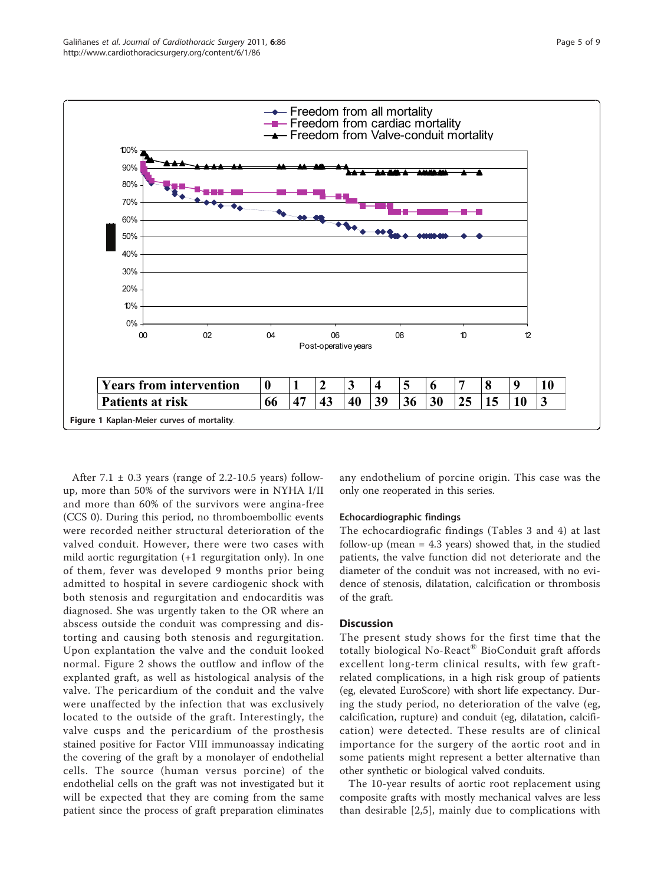| Years from intervention | 0 | 1 | 2 | 3 | 4 | 5 | 6 | 7 | 8 | 9 | 10 |
|---|---|---|---|---|---|---|---|---|---|---|---|
| Patients at risk | 66 | 47 | 43 | 40 | 39 | 36 | 30 | 25 | 15 | 10 | 3 |

**Figure 1 Kaplan-Meier curves of mortality**.

After 7.1 ± 0.3 years (range of 2.2-10.5 years) follow-up, more than 50% of the survivors were in NYHA I/II and more than 60% of the survivors were angina-free (CCS 0). During this period, no thromboembollic events were recorded neither structural deterioration of the valved conduit. However, there were two cases with mild aortic regurgitation (+1 regurgitation only). In one of them, fever was developed 9 months prior being admitted to hospital in severe cardiogenic shock with both stenosis and regurgitation and endocarditis was diagnosed. She was urgently taken to the OR where an abscess outside the conduit was compressing and distorting and causing both stenosis and regurgitation. Upon explantation the valve and the conduit looked normal. Figure 2 shows the outflow and inflow of the explanted graft, as well as histological analysis of the valve. The pericardium of the conduit and the valve were unaffected by the infection that was exclusively located to the outside of the graft. Interestingly, the valve cusps and the pericardium of the prosthesis stained positive for Factor VIII immunoassay indicating the covering of the graft by a monolayer of endothelial cells. The source (human versus porcine) of the endothelial cells on the graft was not investigated but it will be expected that they are coming from the same patient since the process of graft preparation eliminates any endothelium of porcine origin. This case was the only one reoperated in this series.

### Echocardiographic findings

The echocardiografic findings (Tables 3 and 4) at last follow-up (mean = 4.3 years) showed that, in the studied patients, the valve function did not deteriorate and the diameter of the conduit was not increased, with no evidence of stenosis, dilatation, calcification or thrombosis of the graft.

## Discussion

The present study shows for the first time that the totally biological No-React® BioConduit graft affords excellent long-term clinical results, with few graft-related complications, in a high risk group of patients (eg, elevated EuroScore) with short life expectancy. During the study period, no deterioration of the valve (eg, calcification, rupture) and conduit (eg, dilatation, calcification) were detected. These results are of clinical importance for the surgery of the aortic root and in some patients might represent a better alternative than other synthetic or biological valved conduits.

The 10-year results of aortic root replacement using composite grafts with mostly mechanical valves are less than desirable [2,5], mainly due to complications with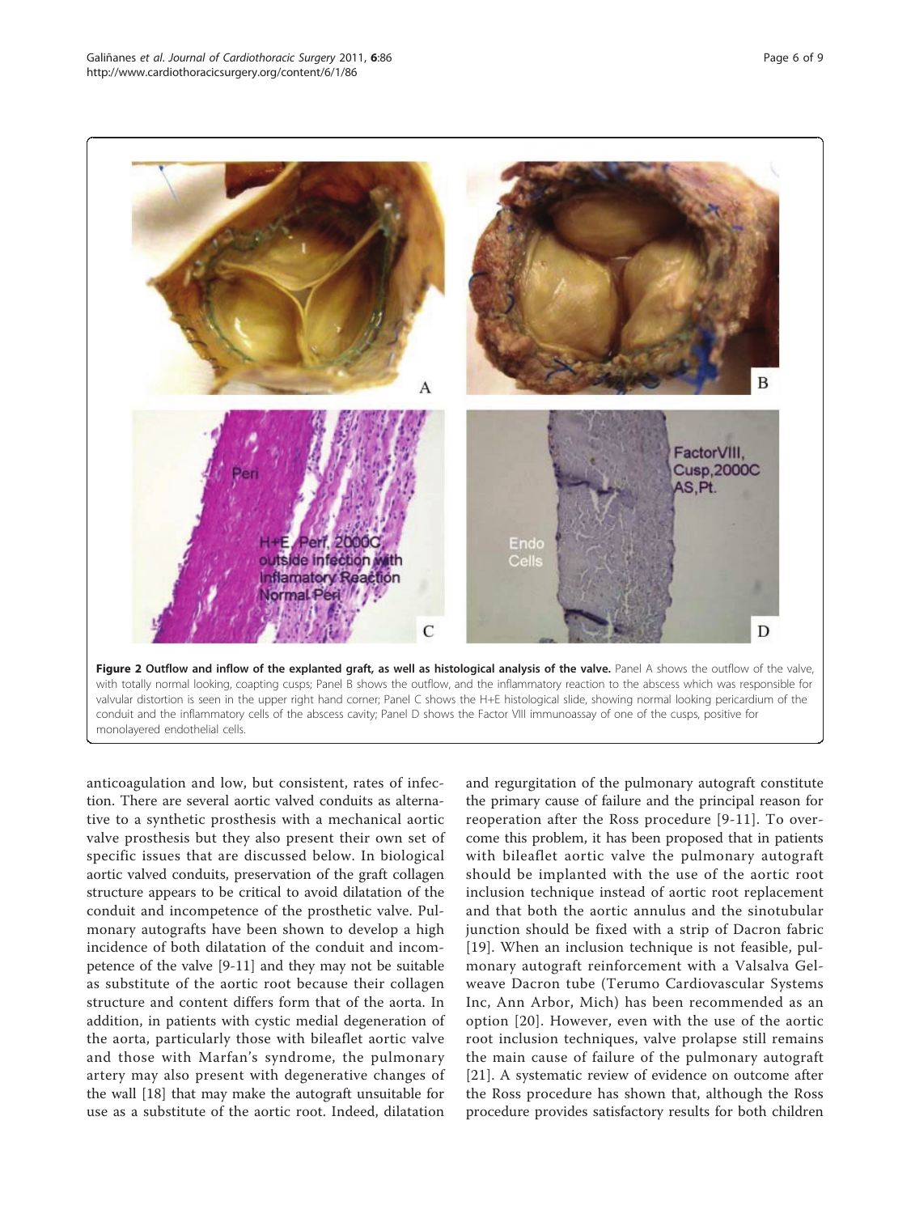**Figure 2 Outflow and inflow of the explanted graft, as well as histological analysis of the valve.** Panel A shows the outflow of the valve, with totally normal looking, coapting cusps; Panel B shows the outflow, and the inflammatory reaction to the abscess which was responsible for valvular distortion is seen in the upper right hand corner; Panel C shows the H+E histological slide, showing normal looking pericardium of the conduit and the inflammatory cells of the abscess cavity; Panel D shows the Factor VIII immunoassay of one of the cusps, positive for monolayered endothelial cells.

anticoagulation and low, but consistent, rates of infection. There are several aortic valved conduits as alternative to a synthetic prosthesis with a mechanical aortic valve prosthesis but they also present their own set of specific issues that are discussed below. In biological aortic valved conduits, preservation of the graft collagen structure appears to be critical to avoid dilatation of the conduit and incompetence of the prosthetic valve. Pulmonary autografts have been shown to develop a high incidence of both dilatation of the conduit and incompetence of the valve [9-11] and they may not be suitable as substitute of the aortic root because their collagen structure and content differs form that of the aorta. In addition, in patients with cystic medial degeneration of the aorta, particularly those with bileaflet aortic valve and those with Marfan's syndrome, the pulmonary artery may also present with degenerative changes of the wall [18] that may make the autograft unsuitable for use as a substitute of the aortic root. Indeed, dilatation and regurgitation of the pulmonary autograft constitute the primary cause of failure and the principal reason for reoperation after the Ross procedure [9-11]. To overcome this problem, it has been proposed that in patients with bileaflet aortic valve the pulmonary autograft should be implanted with the use of the aortic root inclusion technique instead of aortic root replacement and that both the aortic annulus and the sinotubular junction should be fixed with a strip of Dacron fabric [19]. When an inclusion technique is not feasible, pulmonary autograft reinforcement with a Valsalva Gelweave Dacron tube (Terumo Cardiovascular Systems Inc, Ann Arbor, Mich) has been recommended as an option [20]. However, even with the use of the aortic root inclusion techniques, valve prolapse still remains the main cause of failure of the pulmonary autograft [21]. A systematic review of evidence on outcome after the Ross procedure has shown that, although the Ross procedure provides satisfactory results for both children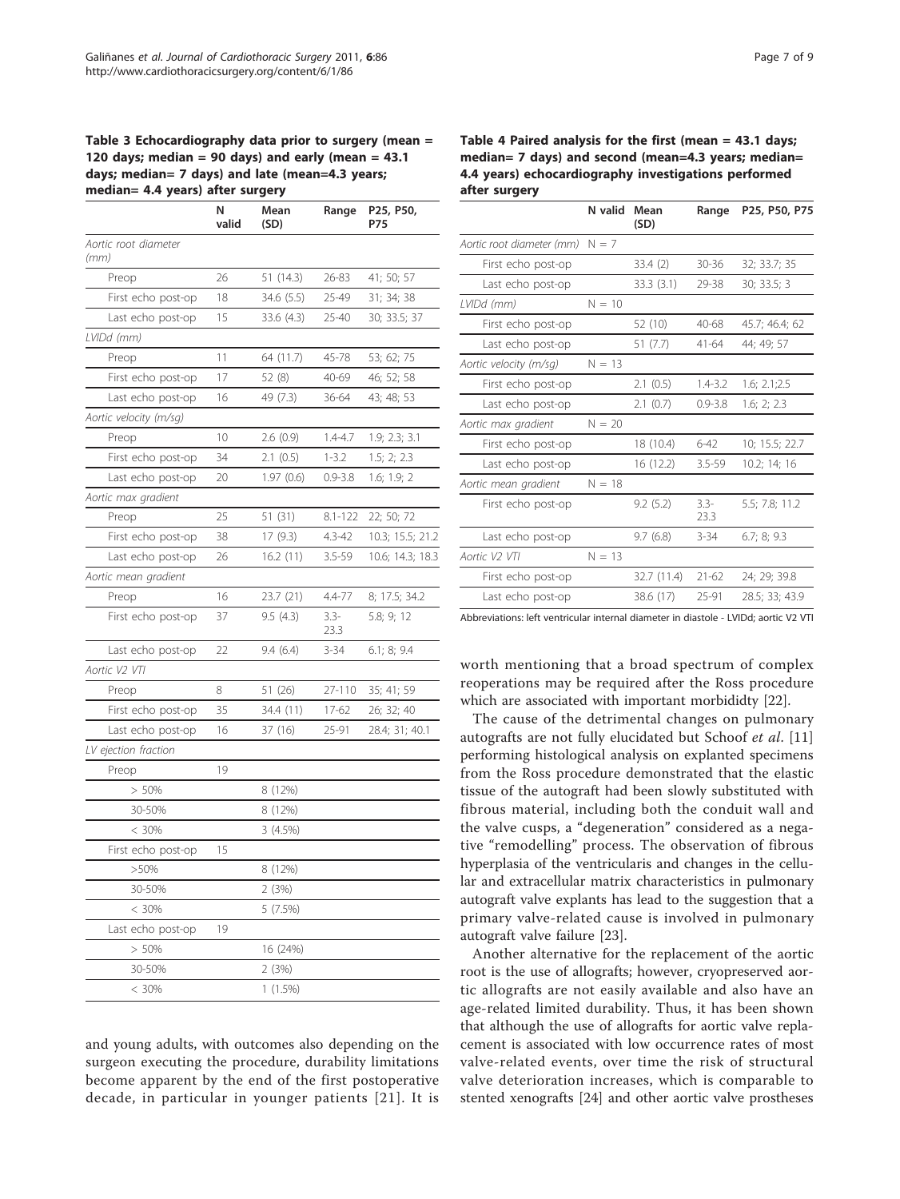**Table 3 Echocardiography data prior to surgery (mean = 120 days; median = 90 days) and early (mean = 43.1 days; median= 7 days) and late (mean=4.3 years; median= 4.4 years) after surgery**

| | N valid | Mean (SD) | Range | P25, P50, P75 |
|---|---|---|---|---|
| *Aortic root diameter (mm)* | | | | |
| Preop | 26 | 51 (14.3) | 26-83 | 41; 50; 57 |
| First echo post-op | 18 | 34.6 (5.5) | 25-49 | 31; 34; 38 |
| Last echo post-op | 15 | 33.6 (4.3) | 25-40 | 30; 33.5; 37 |
| *LVIDd (mm)* | | | | |
| Preop | 11 | 64 (11.7) | 45-78 | 53; 62; 75 |
| First echo post-op | 17 | 52 (8) | 40-69 | 46; 52; 58 |
| Last echo post-op | 16 | 49 (7.3) | 36-64 | 43; 48; 53 |
| *Aortic velocity (m/sg)* | | | | |
| Preop | 10 | 2.6 (0.9) | 1.4-4.7 | 1.9; 2.3; 3.1 |
| First echo post-op | 34 | 2.1 (0.5) | 1-3.2 | 1.5; 2; 2.3 |
| Last echo post-op | 20 | 1.97 (0.6) | 0.9-3.8 | 1.6; 1.9; 2 |
| *Aortic max gradient* | | | | |
| Preop | 25 | 51 (31) | 8.1-122 | 22; 50; 72 |
| First echo post-op | 38 | 17 (9.3) | 4.3-42 | 10.3; 15.5; 21.2 |
| Last echo post-op | 26 | 16.2 (11) | 3.5-59 | 10.6; 14.3; 18.3 |
| *Aortic mean gradient* | | | | |
| Preop | 16 | 23.7 (21) | 4.4-77 | 8; 17.5; 34.2 |
| First echo post-op | 37 | 9.5 (4.3) | 3.3-23.3 | 5.8; 9; 12 |
| Last echo post-op | 22 | 9.4 (6.4) | 3-34 | 6.1; 8; 9.4 |
| *Aortic V2 VTI* | | | | |
| Preop | 8 | 51 (26) | 27-110 | 35; 41; 59 |
| First echo post-op | 35 | 34.4 (11) | 17-62 | 26; 32; 40 |
| Last echo post-op | 16 | 37 (16) | 25-91 | 28.4; 31; 40.1 |
| *LV ejection fraction* | | | | |
| Preop | 19 | | | |
| > 50% | | 8 (12%) | | |
| 30-50% | | 8 (12%) | | |
| < 30% | | 3 (4.5%) | | |
| First echo post-op | 15 | | | |
| >50% | | 8 (12%) | | |
| 30-50% | | 2 (3%) | | |
| < 30% | | 5 (7.5%) | | |
| Last echo post-op | 19 | | | |
| > 50% | | 16 (24%) | | |
| 30-50% | | 2 (3%) | | |
| < 30% | | 1 (1.5%) | | |

**Table 4 Paired analysis for the first (mean = 43.1 days; median= 7 days) and second (mean=4.3 years; median= 4.4 years) echocardiography investigations performed after surgery**

| | N valid | Mean (SD) | Range | P25, P50, P75 |
|---|---|---|---|---|
| *Aortic root diameter (mm)* | N = 7 | | | |
| First echo post-op | | 33.4 (2) | 30-36 | 32; 33.7; 35 |
| Last echo post-op | | 33.3 (3.1) | 29-38 | 30; 33.5; 3 |
| *LVIDd (mm)* | N = 10 | | | |
| First echo post-op | | 52 (10) | 40-68 | 45.7; 46.4; 62 |
| Last echo post-op | | 51 (7.7) | 41-64 | 44; 49; 57 |
| *Aortic velocity (m/sg)* | N = 13 | | | |
| First echo post-op | | 2.1 (0.5) | 1.4-3.2 | 1.6; 2.1;2.5 |
| Last echo post-op | | 2.1 (0.7) | 0.9-3.8 | 1.6; 2; 2.3 |
| *Aortic max gradient* | N = 20 | | | |
| First echo post-op | | 18 (10.4) | 6-42 | 10; 15.5; 22.7 |
| Last echo post-op | | 16 (12.2) | 3.5-59 | 10.2; 14; 16 |
| *Aortic mean gradient* | N = 18 | | | |
| First echo post-op | | 9.2 (5.2) | 3.3-23.3 | 5.5; 7.8; 11.2 |
| Last echo post-op | | 9.7 (6.8) | 3-34 | 6.7; 8; 9.3 |
| *Aortic V2 VTI* | N = 13 | | | |
| First echo post-op | | 32.7 (11.4) | 21-62 | 24; 29; 39.8 |
| Last echo post-op | | 38.6 (17) | 25-91 | 28.5; 33; 43.9 |

Abbreviations: left ventricular internal diameter in diastole - LVIDd; aortic V2 VTI

and young adults, with outcomes also depending on the surgeon executing the procedure, durability limitations become apparent by the end of the first postoperative decade, in particular in younger patients [21]. It is worth mentioning that a broad spectrum of complex reoperations may be required after the Ross procedure which are associated with important morbididty [22].

The cause of the detrimental changes on pulmonary autografts are not fully elucidated but Schoof *et al*. [11] performing histological analysis on explanted specimens from the Ross procedure demonstrated that the elastic tissue of the autograft had been slowly substituted with fibrous material, including both the conduit wall and the valve cusps, a "degeneration" considered as a negative "remodelling" process. The observation of fibrous hyperplasia of the ventricularis and changes in the cellular and extracellular matrix characteristics in pulmonary autograft valve explants has lead to the suggestion that a primary valve-related cause is involved in pulmonary autograft valve failure [23].

Another alternative for the replacement of the aortic root is the use of allografts; however, cryopreserved aortic allografts are not easily available and also have an age-related limited durability. Thus, it has been shown that although the use of allografts for aortic valve replacement is associated with low occurrence rates of most valve-related events, over time the risk of structural valve deterioration increases, which is comparable to stented xenografts [24] and other aortic valve prostheses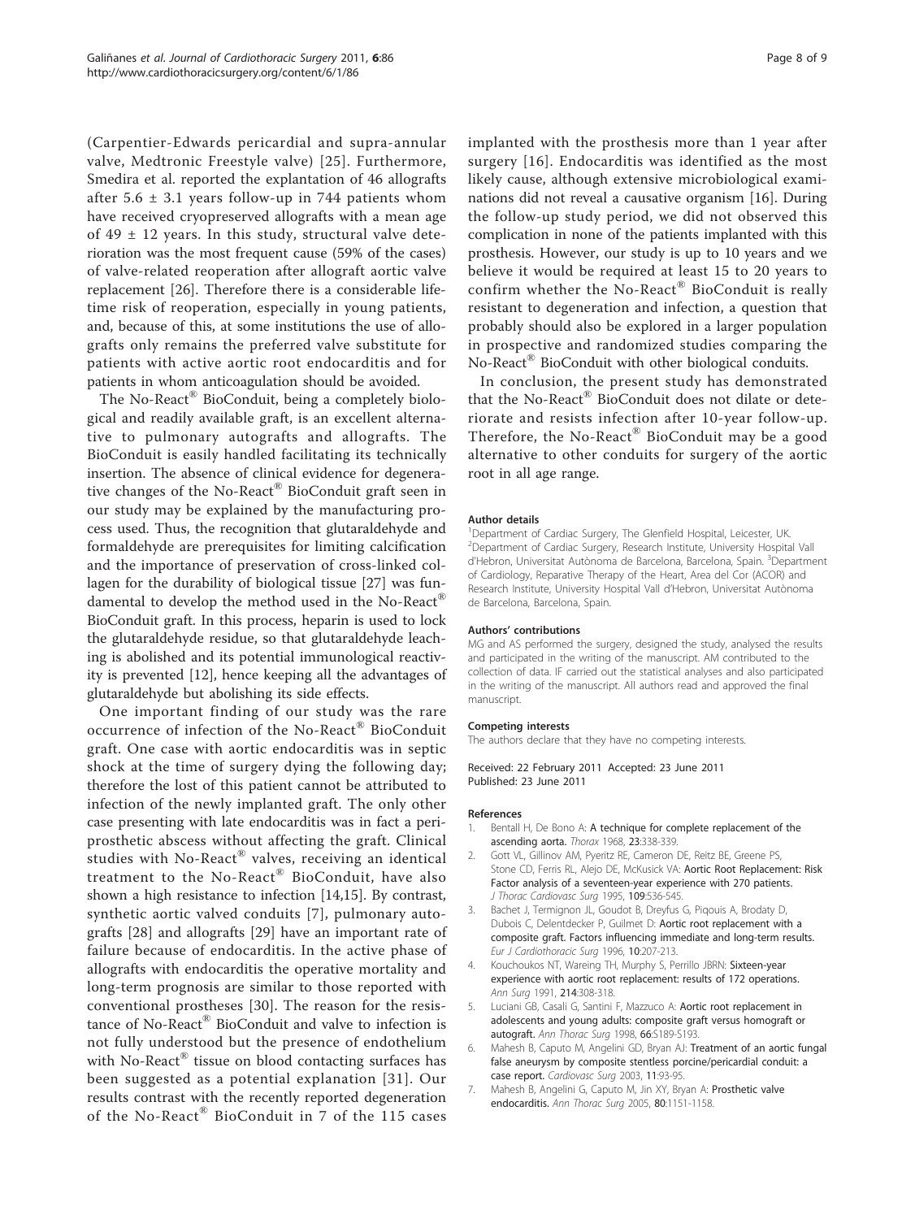(Carpentier-Edwards pericardial and supra-annular valve, Medtronic Freestyle valve) [25]. Furthermore, Smedira et al. reported the explantation of 46 allografts after 5.6 ± 3.1 years follow-up in 744 patients whom have received cryopreserved allografts with a mean age of 49 ± 12 years. In this study, structural valve deterioration was the most frequent cause (59% of the cases) of valve-related reoperation after allograft aortic valve replacement [26]. Therefore there is a considerable lifetime risk of reoperation, especially in young patients, and, because of this, at some institutions the use of allografts only remains the preferred valve substitute for patients with active aortic root endocarditis and for patients in whom anticoagulation should be avoided.

The No-React® BioConduit, being a completely biological and readily available graft, is an excellent alternative to pulmonary autografts and allografts. The BioConduit is easily handled facilitating its technically insertion. The absence of clinical evidence for degenerative changes of the No-React® BioConduit graft seen in our study may be explained by the manufacturing process used. Thus, the recognition that glutaraldehyde and formaldehyde are prerequisites for limiting calcification and the importance of preservation of cross-linked collagen for the durability of biological tissue [27] was fundamental to develop the method used in the No-React® BioConduit graft. In this process, heparin is used to lock the glutaraldehyde residue, so that glutaraldehyde leaching is abolished and its potential immunological reactivity is prevented [12], hence keeping all the advantages of glutaraldehyde but abolishing its side effects.

One important finding of our study was the rare occurrence of infection of the No-React® BioConduit graft. One case with aortic endocarditis was in septic shock at the time of surgery dying the following day; therefore the lost of this patient cannot be attributed to infection of the newly implanted graft. The only other case presenting with late endocarditis was in fact a periprosthetic abscess without affecting the graft. Clinical studies with No-React® valves, receiving an identical treatment to the No-React® BioConduit, have also shown a high resistance to infection [14,15]. By contrast, synthetic aortic valved conduits [7], pulmonary autografts [28] and allografts [29] have an important rate of failure because of endocarditis. In the active phase of allografts with endocarditis the operative mortality and long-term prognosis are similar to those reported with conventional prostheses [30]. The reason for the resistance of No-React® BioConduit and valve to infection is not fully understood but the presence of endothelium with No-React® tissue on blood contacting surfaces has been suggested as a potential explanation [31]. Our results contrast with the recently reported degeneration of the No-React® BioConduit in 7 of the 115 cases implanted with the prosthesis more than 1 year after surgery [16]. Endocarditis was identified as the most likely cause, although extensive microbiological examinations did not reveal a causative organism [16]. During the follow-up study period, we did not observed this complication in none of the patients implanted with this prosthesis. However, our study is up to 10 years and we believe it would be required at least 15 to 20 years to confirm whether the No-React® BioConduit is really resistant to degeneration and infection, a question that probably should also be explored in a larger population in prospective and randomized studies comparing the No-React® BioConduit with other biological conduits.

In conclusion, the present study has demonstrated that the No-React® BioConduit does not dilate or deteriorate and resists infection after 10-year follow-up. Therefore, the No-React® BioConduit may be a good alternative to other conduits for surgery of the aortic root in all age range.

#### Author details

[1]Department of Cardiac Surgery, The Glenfield Hospital, Leicester, UK. [2]Department of Cardiac Surgery, Research Institute, University Hospital Vall d'Hebron, Universitat Autònoma de Barcelona, Barcelona, Spain. [3]Department of Cardiology, Reparative Therapy of the Heart, Area del Cor (ACOR) and Research Institute, University Hospital Vall d'Hebron, Universitat Autònoma de Barcelona, Barcelona, Spain.

#### Authors' contributions

MG and AS performed the surgery, designed the study, analysed the results and participated in the writing of the manuscript. AM contributed to the collection of data. IF carried out the statistical analyses and also participated in the writing of the manuscript. All authors read and approved the final manuscript.

#### Competing interests

The authors declare that they have no competing interests.

Received: 22 February 2011 Accepted: 23 June 2011
Published: 23 June 2011

#### References

1. Bentall H, De Bono A: A technique for complete replacement of the ascending aorta. *Thorax* 1968, **23**:338-339.
2. Gott VL, Gillinov AM, Pyeritz RE, Cameron DE, Reitz BE, Greene PS, Stone CD, Ferris RL, Alejo DE, McKusick VA: Aortic Root Replacement: Risk Factor analysis of a seventeen-year experience with 270 patients. *J Thorac Cardiovasc Surg* 1995, **109**:536-545.
3. Bachet J, Termignon JL, Goudot B, Dreyfus G, Piqouis A, Brodaty D, Dubois C, Delentdecker P, Guilmet D: Aortic root replacement with a composite graft. Factors influencing immediate and long-term results. *Eur J Cardiothoracic Surg* 1996, **10**:207-213.
4. Kouchoukos NT, Wareing TH, Murphy S, Perrillo JBRN: Sixteen-year experience with aortic root replacement: results of 172 operations. *Ann Surg* 1991, **214**:308-318.
5. Luciani GB, Casali G, Santini F, Mazzuco A: Aortic root replacement in adolescents and young adults: composite graft versus homograft or autograft. *Ann Thorac Surg* 1998, **66**:S189-S193.
6. Mahesh B, Caputo M, Angelini GD, Bryan AJ: Treatment of an aortic fungal false aneurysm by composite stentless porcine/pericardial conduit: a case report. *Cardiovasc Surg* 2003, **11**:93-95.
7. Mahesh B, Angelini G, Caputo M, Jin XY, Bryan A: Prosthetic valve endocarditis. *Ann Thorac Surg* 2005, **80**:1151-1158.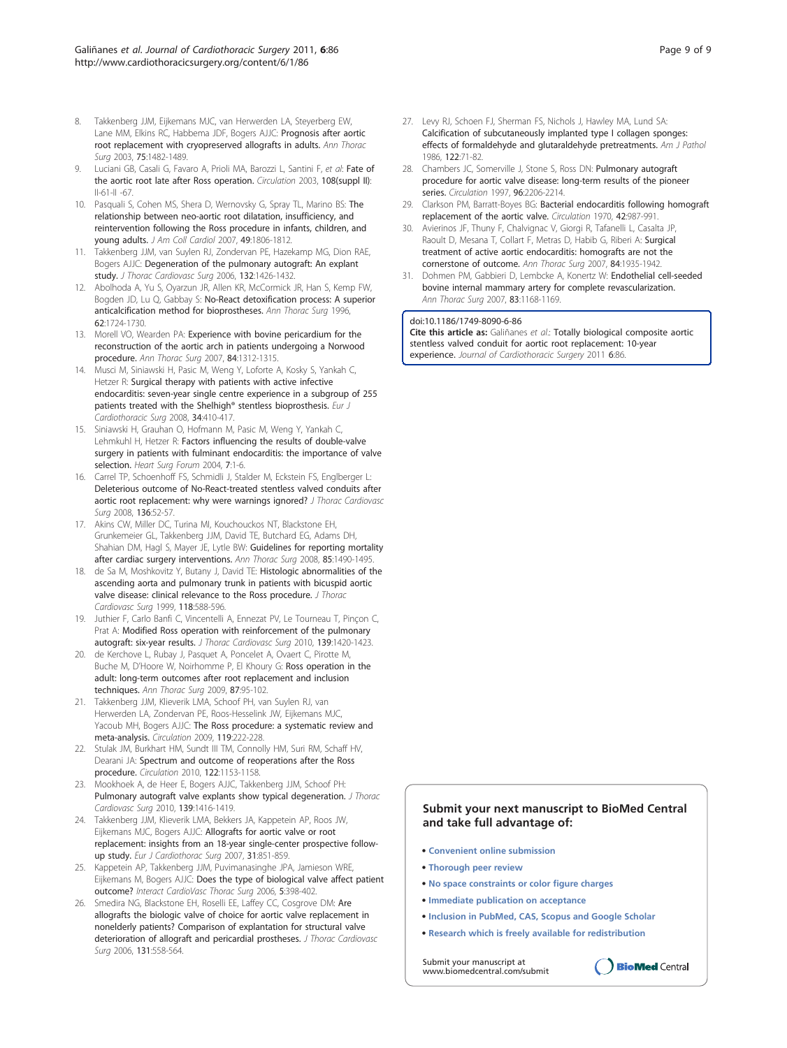8. Takkenberg JJM, Eijkemans MJC, van Herwerden LA, Steyerberg EW, Lane MM, Elkins RC, Habbema JDF, Bogers AJJC: **Prognosis after aortic root replacement with cryopreserved allografts in adults.** *Ann Thorac Surg* 2003, **75**:1482-1489.
9. Luciani GB, Casali G, Favaro A, Prioli MA, Barozzi L, Santini F, *et al*: **Fate of the aortic root late after Ross operation.** *Circulation* 2003, **108(suppl II)**: II-61-II -67.
10. Pasquali S, Cohen MS, Shera D, Wernovsky G, Spray TL, Marino BS: **The relationship between neo-aortic root dilatation, insufficiency, and reintervention following the Ross procedure in infants, children, and young adults.** *J Am Coll Cardiol* 2007, **49**:1806-1812.
11. Takkenberg JJM, van Suylen RJ, Zondervan PE, Hazekamp MG, Dion RAE, Bogers AJJC: **Degeneration of the pulmonary autograft: An explant study.** *J Thorac Cardiovasc Surg* 2006, **132**:1426-1432.
12. Abolhoda A, Yu S, Oyarzun JR, Allen KR, McCormick JR, Han S, Kemp FW, Bogden JD, Lu Q, Gabbay S: **No-React detoxification process: A superior anticalcification method for bioprostheses.** *Ann Thorac Surg* 1996, **62**:1724-1730.
13. Morell VO, Wearden PA: **Experience with bovine pericardium for the reconstruction of the aortic arch in patients undergoing a Norwood procedure.** *Ann Thorac Surg* 2007, **84**:1312-1315.
14. Musci M, Siniawski H, Pasic M, Weng Y, Loforte A, Kosky S, Yankah C, Hetzer R: **Surgical therapy with patients with active infective endocarditis: seven-year single centre experience in a subgroup of 255 patients treated with the Shelhigh® stentless bioprosthesis.** *Eur J Cardiothoracic Surg* 2008, **34**:410-417.
15. Siniawski H, Grauhan O, Hofmann M, Pasic M, Weng Y, Yankah C, Lehmkuhl H, Hetzer R: **Factors influencing the results of double-valve surgery in patients with fulminant endocarditis: the importance of valve selection.** *Heart Surg Forum* 2004, **7**:1-6.
16. Carrel TP, Schoenhoff FS, Schmidli J, Stalder M, Eckstein FS, Englberger L: **Deleterious outcome of No-React-treated stentless valved conduits after aortic root replacement: why were warnings ignored?** *J Thorac Cardiovasc Surg* 2008, **136**:52-57.
17. Akins CW, Miller DC, Turina MI, Kouchouckos NT, Blackstone EH, Grunkemeier GL, Takkenberg JJM, David TE, Butchard EG, Adams DH, Shahian DM, Hagl S, Mayer JE, Lytle BW: **Guidelines for reporting mortality after cardiac surgery interventions.** *Ann Thorac Surg* 2008, **85**:1490-1495.
18. de Sa M, Moshkovitz Y, Butany J, David TE: **Histologic abnormalities of the ascending aorta and pulmonary trunk in patients with bicuspid aortic valve disease: clinical relevance to the Ross procedure.** *J Thorac Cardiovasc Surg* 1999, **118**:588-596.
19. Juthier F, Carlo Banfi C, Vincentelli A, Ennezat PV, Le Tourneau T, Pinçon C, Prat A: **Modified Ross operation with reinforcement of the pulmonary autograft: six-year results.** *J Thorac Cardiovasc Surg* 2010, **139**:1420-1423.
20. de Kerchove L, Rubay J, Pasquet A, Poncelet A, Ovaert C, Pirotte M, Buche M, D'Hoore W, Noirhomme P, El Khoury G: **Ross operation in the adult: long-term outcomes after root replacement and inclusion techniques.** *Ann Thorac Surg* 2009, **87**:95-102.
21. Takkenberg JJM, Klieverik LMA, Schoof PH, van Suylen RJ, van Herwerden LA, Zondervan PE, Roos-Hesselink JW, Eijkemans MJC, Yacoub MH, Bogers AJJC: **The Ross procedure: a systematic review and meta-analysis.** *Circulation* 2009, **119**:222-228.
22. Stulak JM, Burkhart HM, Sundt III TM, Connolly HM, Suri RM, Schaff HV, Dearani JA: **Spectrum and outcome of reoperations after the Ross procedure.** *Circulation* 2010, **122**:1153-1158.
23. Mookhoek A, de Heer E, Bogers AJJC, Takkenberg JJM, Schoof PH: **Pulmonary autograft valve explants show typical degeneration.** *J Thorac Cardiovasc Surg* 2010, **139**:1416-1419.
24. Takkenberg JJM, Klieverik LMA, Bekkers JA, Kappetein AP, Roos JW, Eijkemans MJC, Bogers AJJC: **Allografts for aortic valve or root replacement: insights from an 18-year single-center prospective follow-up study.** *Eur J Cardiothorac Surg* 2007, **31**:851-859.
25. Kappetein AP, Takkenberg JJM, Puvimanasinghe JPA, Jamieson WRE, Eijkemans M, Bogers AJJC: **Does the type of biological valve affect patient outcome?** *Interact CardioVasc Thorac Surg* 2006, **5**:398-402.
26. Smedira NG, Blackstone EH, Roselli EE, Laffey CC, Cosgrove DM: **Are allografts the biologic valve of choice for aortic valve replacement in nonelderly patients? Comparison of explantation for structural valve deterioration of allograft and pericardial prostheses.** *J Thorac Cardiovasc Surg* 2006, **131**:558-564.
27. Levy RJ, Schoen FJ, Sherman FS, Nichols J, Hawley MA, Lund SA: **Calcification of subcutaneously implanted type I collagen sponges: effects of formaldehyde and glutaraldehyde pretreatments.** *Am J Pathol* 1986, **122**:71-82.
28. Chambers JC, Somerville J, Stone S, Ross DN: **Pulmonary autograft procedure for aortic valve disease: long-term results of the pioneer series.** *Circulation* 1997, **96**:2206-2214.
29. Clarkson PM, Barratt-Boyes BG: **Bacterial endocarditis following homograft replacement of the aortic valve.** *Circulation* 1970, **42**:987-991.
30. Avierinos JF, Thuny F, Chalvignac V, Giorgi R, Tafanelli L, Casalta JP, Raoult D, Mesana T, Collart F, Metras D, Habib G, Riberi A: **Surgical treatment of active aortic endocarditis: homografts are not the cornerstone of outcome.** *Ann Thorac Surg* 2007, **84**:1935-1942.
31. Dohmen PM, Gabbieri D, Lembcke A, Konertz W: **Endothelial cell-seeded bovine internal mammary artery for complete revascularization.** *Ann Thorac Surg* 2007, **83**:1168-1169.

doi:10.1186/1749-8090-6-86

**Cite this article as:** Galiñanes *et al.*: Totally biological composite aortic stentless valved conduit for aortic root replacement: 10-year experience. *Journal of Cardiothoracic Surgery* 2011 **6**:86.

**Submit your next manuscript to BioMed Central and take full advantage of:**

- **Convenient online submission**
- **Thorough peer review**
- **No space constraints or color figure charges**
- **Immediate publication on acceptance**
- **Inclusion in PubMed, CAS, Scopus and Google Scholar**
- **Research which is freely available for redistribution**

Submit your manuscript at
www.biomedcentral.com/submit

BioMed Central